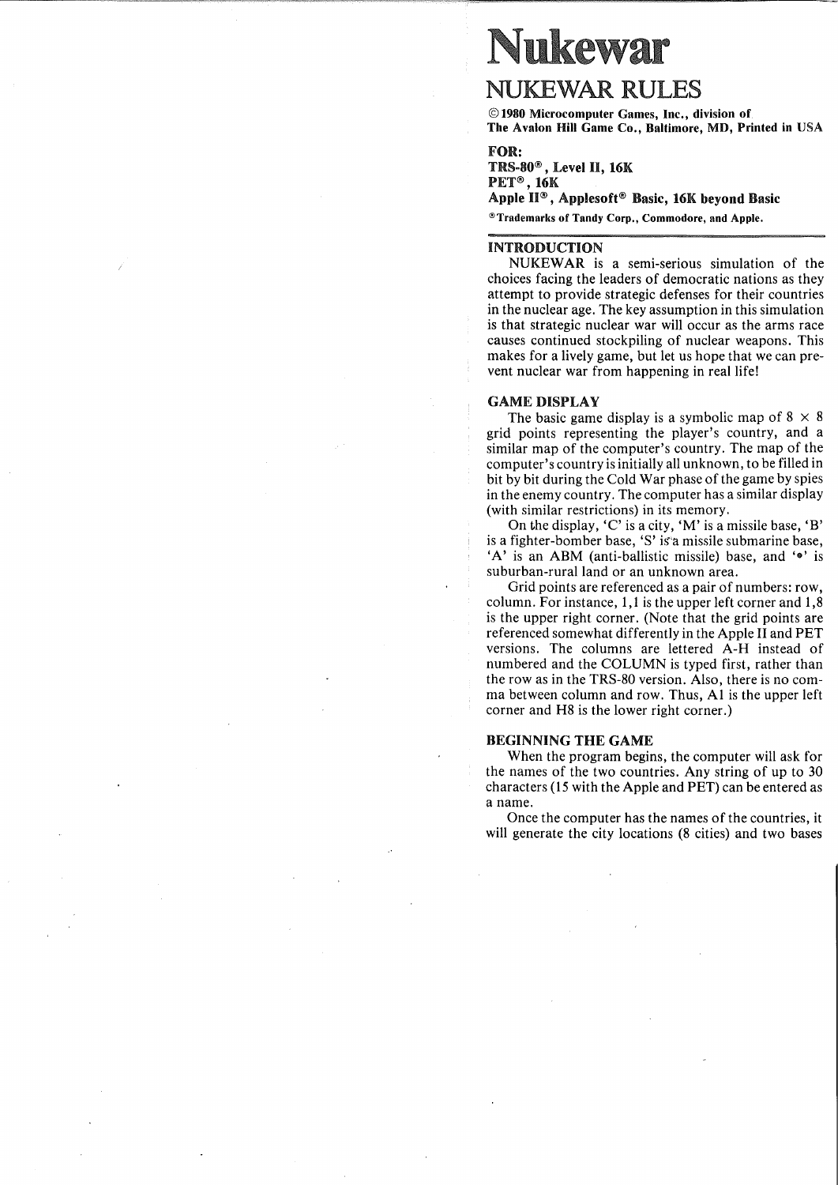# Nukewar

## NUKEWAR RULES

**©1980 Microcomputer Games, Inc., division of The Avalon Hill Game Co., Baltimore, MD, Printed in USA**

**FOR:**
**TRS-80®, Level II, 16K**
**PET®, 16K**
**Apple II®, Applesoft® Basic, 16K beyond Basic**

**®Trademarks of Tandy Corp., Commodore, and Apple.**

### INTRODUCTION

NUKEWAR is a semi-serious simulation of the choices facing the leaders of democratic nations as they attempt to provide strategic defenses for their countries in the nuclear age. The key assumption in this simulation is that strategic nuclear war will occur as the arms race causes continued stockpiling of nuclear weapons. This makes for a lively game, but let us hope that we can prevent nuclear war from happening in real life!

### GAME DISPLAY

The basic game display is a symbolic map of 8 × 8 grid points representing the player's country, and a similar map of the computer's country. The map of the computer's country is initially all unknown, to be filled in bit by bit during the Cold War phase of the game by spies in the enemy country. The computer has a similar display (with similar restrictions) in its memory.

On the display, 'C' is a city, 'M' is a missile base, 'B' is a fighter-bomber base, 'S' is a missile submarine base, 'A' is an ABM (anti-ballistic missile) base, and '•' is suburban-rural land or an unknown area.

Grid points are referenced as a pair of numbers: row, column. For instance, 1,1 is the upper left corner and 1,8 is the upper right corner. (Note that the grid points are referenced somewhat differently in the Apple II and PET versions. The columns are lettered A-H instead of numbered and the COLUMN is typed first, rather than the row as in the TRS-80 version. Also, there is no comma between column and row. Thus, A1 is the upper left corner and H8 is the lower right corner.)

### BEGINNING THE GAME

When the program begins, the computer will ask for the names of the two countries. Any string of up to 30 characters (15 with the Apple and PET) can be entered as a name.

Once the computer has the names of the countries, it will generate the city locations (8 cities) and two bases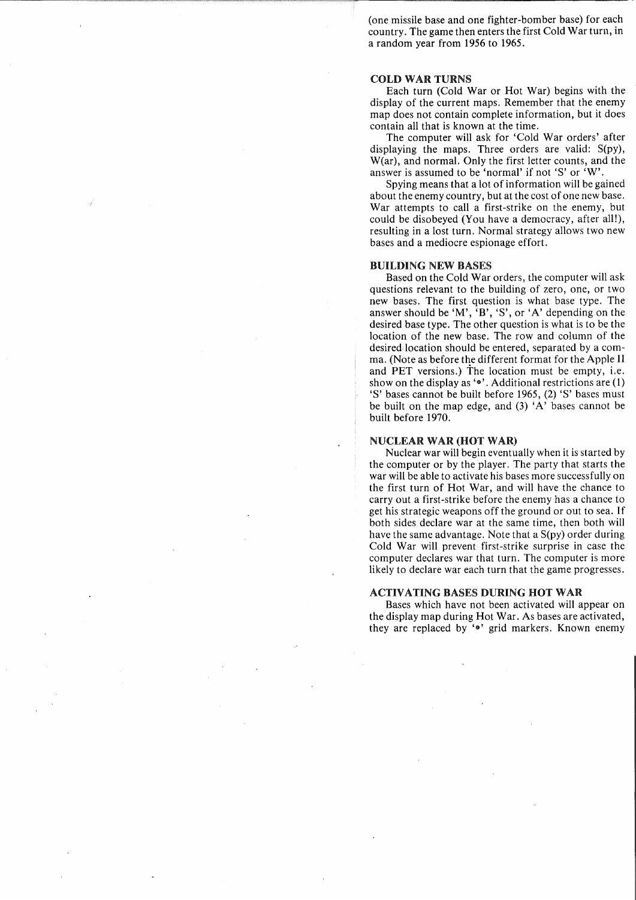(one missile base and one fighter-bomber base) for each country. The game then enters the first Cold War turn, in a random year from 1956 to 1965.

### COLD WAR TURNS

Each turn (Cold War or Hot War) begins with the display of the current maps. Remember that the enemy map does not contain complete information, but it does contain all that is known at the time.

The computer will ask for 'Cold War orders' after displaying the maps. Three orders are valid: S(py), W(ar), and normal. Only the first letter counts, and the answer is assumed to be 'normal' if not 'S' or 'W'.

Spying means that a lot of information will be gained about the enemy country, but at the cost of one new base. War attempts to call a first-strike on the enemy, but could be disobeyed (You have a democracy, after all!), resulting in a lost turn. Normal strategy allows two new bases and a mediocre espionage effort.

### BUILDING NEW BASES

Based on the Cold War orders, the computer will ask questions relevant to the building of zero, one, or two new bases. The first question is what base type. The answer should be 'M', 'B', 'S', or 'A' depending on the desired base type. The other question is what is to be the location of the new base. The row and column of the desired location should be entered, separated by a comma. (Note as before the different format for the Apple II and PET versions.) The location must be empty, i.e. show on the display as '•'. Additional restrictions are (1) 'S' bases cannot be built before 1965, (2) 'S' bases must be built on the map edge, and (3) 'A' bases cannot be built before 1970.

### NUCLEAR WAR (HOT WAR)

Nuclear war will begin eventually when it is started by the computer or by the player. The party that starts the war will be able to activate his bases more successfully on the first turn of Hot War, and will have the chance to carry out a first-strike before the enemy has a chance to get his strategic weapons off the ground or out to sea. If both sides declare war at the same time, then both will have the same advantage. Note that a S(py) order during Cold War will prevent first-strike surprise in case the computer declares war that turn. The computer is more likely to declare war each turn that the game progresses.

### ACTIVATING BASES DURING HOT WAR

Bases which have not been activated will appear on the display map during Hot War. As bases are activated, they are replaced by '•' grid markers. Known enemy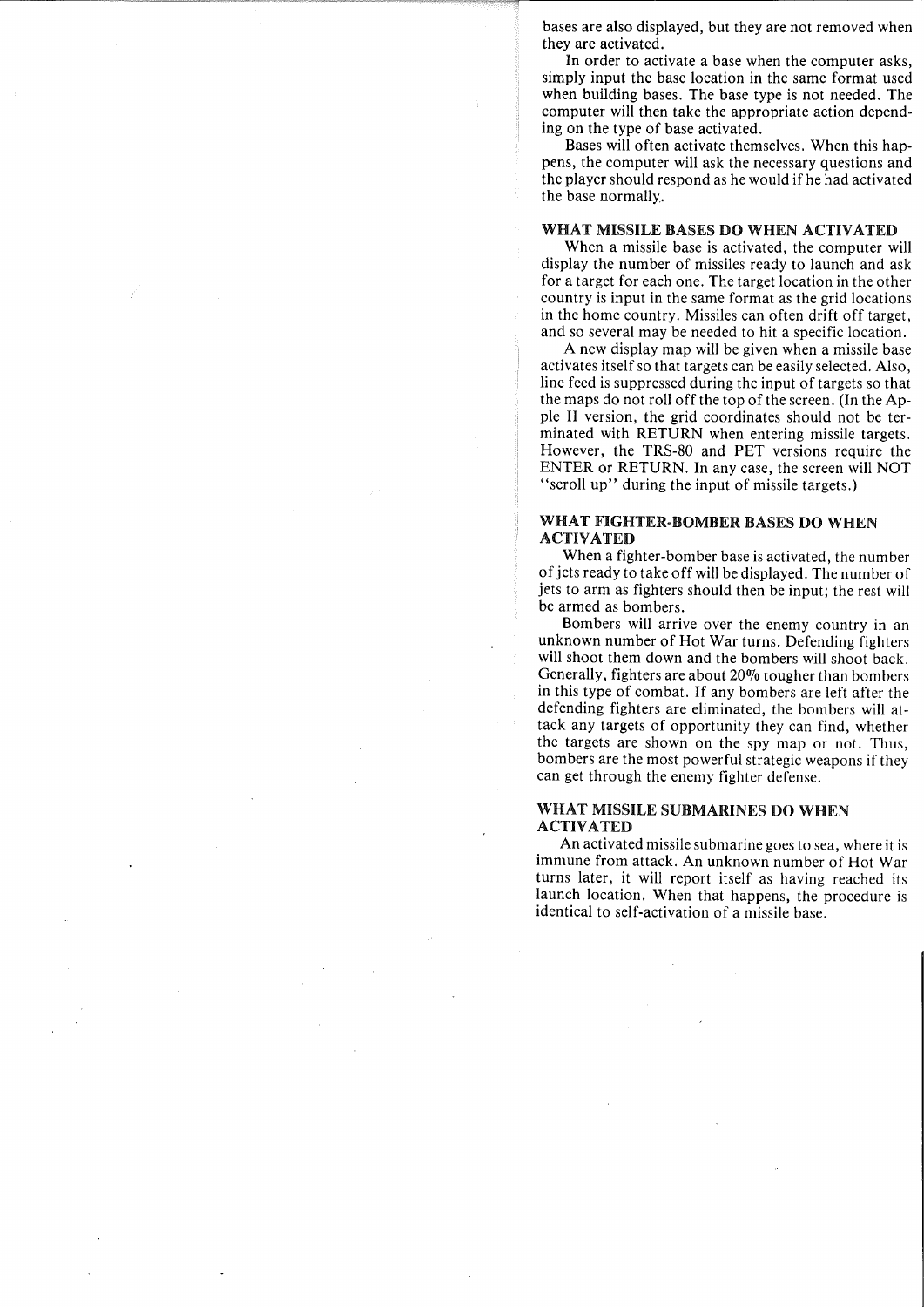bases are also displayed, but they are not removed when they are activated.

In order to activate a base when the computer asks, simply input the base location in the same format used when building bases. The base type is not needed. The computer will then take the appropriate action depending on the type of base activated.

Bases will often activate themselves. When this happens, the computer will ask the necessary questions and the player should respond as he would if he had activated the base normally.

### WHAT MISSILE BASES DO WHEN ACTIVATED

When a missile base is activated, the computer will display the number of missiles ready to launch and ask for a target for each one. The target location in the other country is input in the same format as the grid locations in the home country. Missiles can often drift off target, and so several may be needed to hit a specific location.

A new display map will be given when a missile base activates itself so that targets can be easily selected. Also, line feed is suppressed during the input of targets so that the maps do not roll off the top of the screen. (In the Apple II version, the grid coordinates should not be terminated with RETURN when entering missile targets. However, the TRS-80 and PET versions require the ENTER or RETURN. In any case, the screen will NOT "scroll up" during the input of missile targets.)

### WHAT FIGHTER-BOMBER BASES DO WHEN ACTIVATED

When a fighter-bomber base is activated, the number of jets ready to take off will be displayed. The number of jets to arm as fighters should then be input; the rest will be armed as bombers.

Bombers will arrive over the enemy country in an unknown number of Hot War turns. Defending fighters will shoot them down and the bombers will shoot back. Generally, fighters are about 20% tougher than bombers in this type of combat. If any bombers are left after the defending fighters are eliminated, the bombers will attack any targets of opportunity they can find, whether the targets are shown on the spy map or not. Thus, bombers are the most powerful strategic weapons if they can get through the enemy fighter defense.

### WHAT MISSILE SUBMARINES DO WHEN ACTIVATED

An activated missile submarine goes to sea, where it is immune from attack. An unknown number of Hot War turns later, it will report itself as having reached its launch location. When that happens, the procedure is identical to self-activation of a missile base.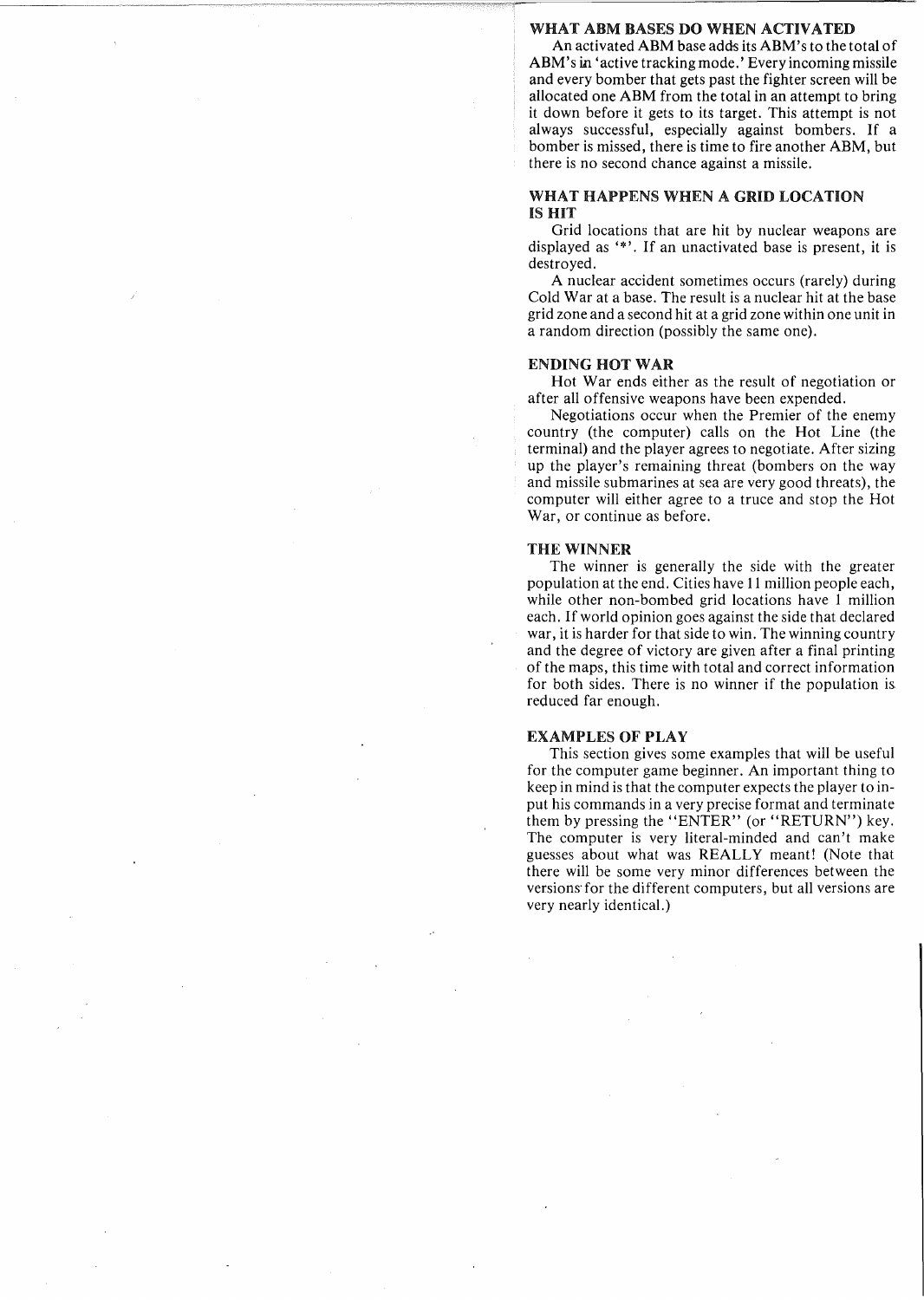## WHAT ABM BASES DO WHEN ACTIVATED

An activated ABM base adds its ABM's to the total of ABM's in 'active tracking mode.' Every incoming missile and every bomber that gets past the fighter screen will be allocated one ABM from the total in an attempt to bring it down before it gets to its target. This attempt is not always successful, especially against bombers. If a bomber is missed, there is time to fire another ABM, but there is no second chance against a missile.

## WHAT HAPPENS WHEN A GRID LOCATION IS HIT

Grid locations that are hit by nuclear weapons are displayed as '*'. If an unactivated base is present, it is destroyed.

A nuclear accident sometimes occurs (rarely) during Cold War at a base. The result is a nuclear hit at the base grid zone and a second hit at a grid zone within one unit in a random direction (possibly the same one).

## ENDING HOT WAR

Hot War ends either as the result of negotiation or after all offensive weapons have been expended.

Negotiations occur when the Premier of the enemy country (the computer) calls on the Hot Line (the terminal) and the player agrees to negotiate. After sizing up the player's remaining threat (bombers on the way and missile submarines at sea are very good threats), the computer will either agree to a truce and stop the Hot War, or continue as before.

## THE WINNER

The winner is generally the side with the greater population at the end. Cities have 11 million people each, while other non-bombed grid locations have 1 million each. If world opinion goes against the side that declared war, it is harder for that side to win. The winning country and the degree of victory are given after a final printing of the maps, this time with total and correct information for both sides. There is no winner if the population is reduced far enough.

## EXAMPLES OF PLAY

This section gives some examples that will be useful for the computer game beginner. An important thing to keep in mind is that the computer expects the player to input his commands in a very precise format and terminate them by pressing the "ENTER" (or "RETURN") key. The computer is very literal-minded and can't make guesses about what was REALLY meant! (Note that there will be some very minor differences between the versions for the different computers, but all versions are very nearly identical.)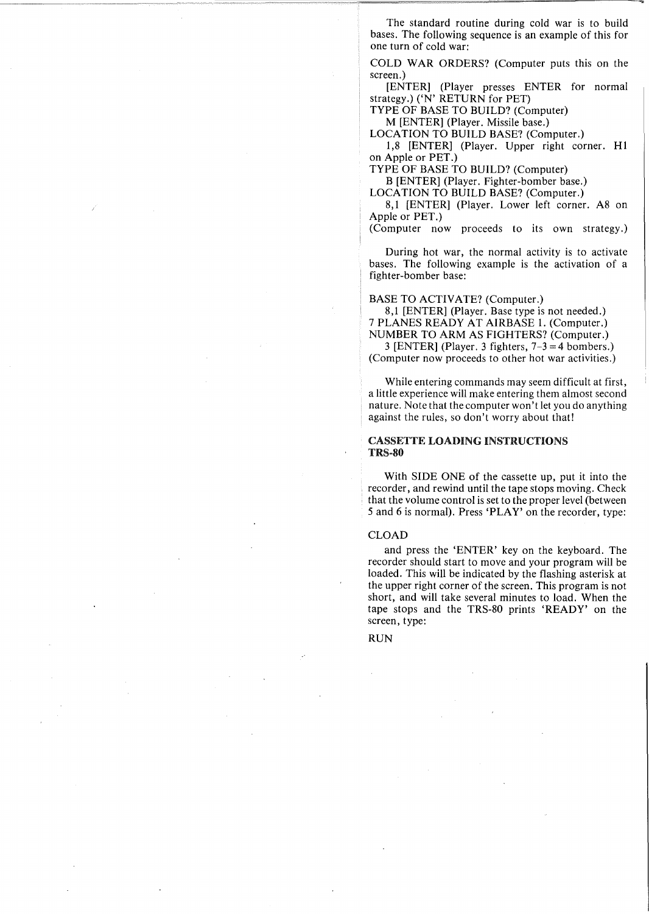The standard routine during cold war is to build bases. The following sequence is an example of this for one turn of cold war:

COLD WAR ORDERS? (Computer puts this on the screen.)
[ENTER] (Player presses ENTER for normal strategy.) ('N' RETURN for PET)
TYPE OF BASE TO BUILD? (Computer)
M [ENTER] (Player. Missile base.)
LOCATION TO BUILD BASE? (Computer.)
1,8 [ENTER] (Player. Upper right corner. H1 on Apple or PET.)
TYPE OF BASE TO BUILD? (Computer)
B [ENTER] (Player. Fighter-bomber base.)
LOCATION TO BUILD BASE? (Computer.)
8,1 [ENTER] (Player. Lower left corner. A8 on Apple or PET.)
(Computer now proceeds to its own strategy.)

During hot war, the normal activity is to activate bases. The following example is the activation of a fighter-bomber base:

BASE TO ACTIVATE? (Computer.)
8,1 [ENTER] (Player. Base type is not needed.)
7 PLANES READY AT AIRBASE 1. (Computer.)
NUMBER TO ARM AS FIGHTERS? (Computer.)
3 [ENTER] (Player. 3 fighters, 7-3 = 4 bombers.)
(Computer now proceeds to other hot war activities.)

While entering commands may seem difficult at first, a little experience will make entering them almost second nature. Note that the computer won't let you do anything against the rules, so don't worry about that!

## CASSETTE LOADING INSTRUCTIONS
## TRS-80

With SIDE ONE of the cassette up, put it into the recorder, and rewind until the tape stops moving. Check that the volume control is set to the proper level (between 5 and 6 is normal). Press 'PLAY' on the recorder, type:

CLOAD

and press the 'ENTER' key on the keyboard. The recorder should start to move and your program will be loaded. This will be indicated by the flashing asterisk at the upper right corner of the screen. This program is not short, and will take several minutes to load. When the tape stops and the TRS-80 prints 'READY' on the screen, type:

RUN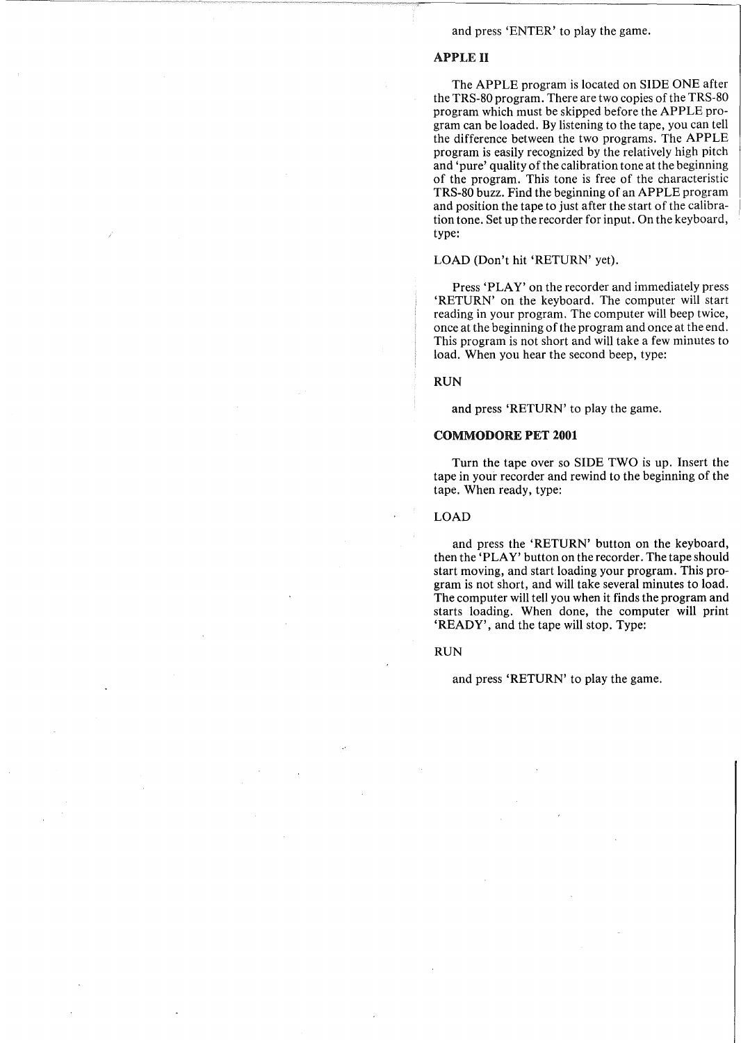and press 'ENTER' to play the game.

## APPLE II

The APPLE program is located on SIDE ONE after the TRS-80 program. There are two copies of the TRS-80 program which must be skipped before the APPLE program can be loaded. By listening to the tape, you can tell the difference between the two programs. The APPLE program is easily recognized by the relatively high pitch and 'pure' quality of the calibration tone at the beginning of the program. This tone is free of the characteristic TRS-80 buzz. Find the beginning of an APPLE program and position the tape to just after the start of the calibration tone. Set up the recorder for input. On the keyboard, type:

LOAD (Don't hit 'RETURN' yet).

Press 'PLAY' on the recorder and immediately press 'RETURN' on the keyboard. The computer will start reading in your program. The computer will beep twice, once at the beginning of the program and once at the end. This program is not short and will take a few minutes to load. When you hear the second beep, type:

RUN

and press 'RETURN' to play the game.

## COMMODORE PET 2001

Turn the tape over so SIDE TWO is up. Insert the tape in your recorder and rewind to the beginning of the tape. When ready, type:

LOAD

and press the 'RETURN' button on the keyboard, then the 'PLAY' button on the recorder. The tape should start moving, and start loading your program. This program is not short, and will take several minutes to load. The computer will tell you when it finds the program and starts loading. When done, the computer will print 'READY', and the tape will stop. Type:

RUN

and press 'RETURN' to play the game.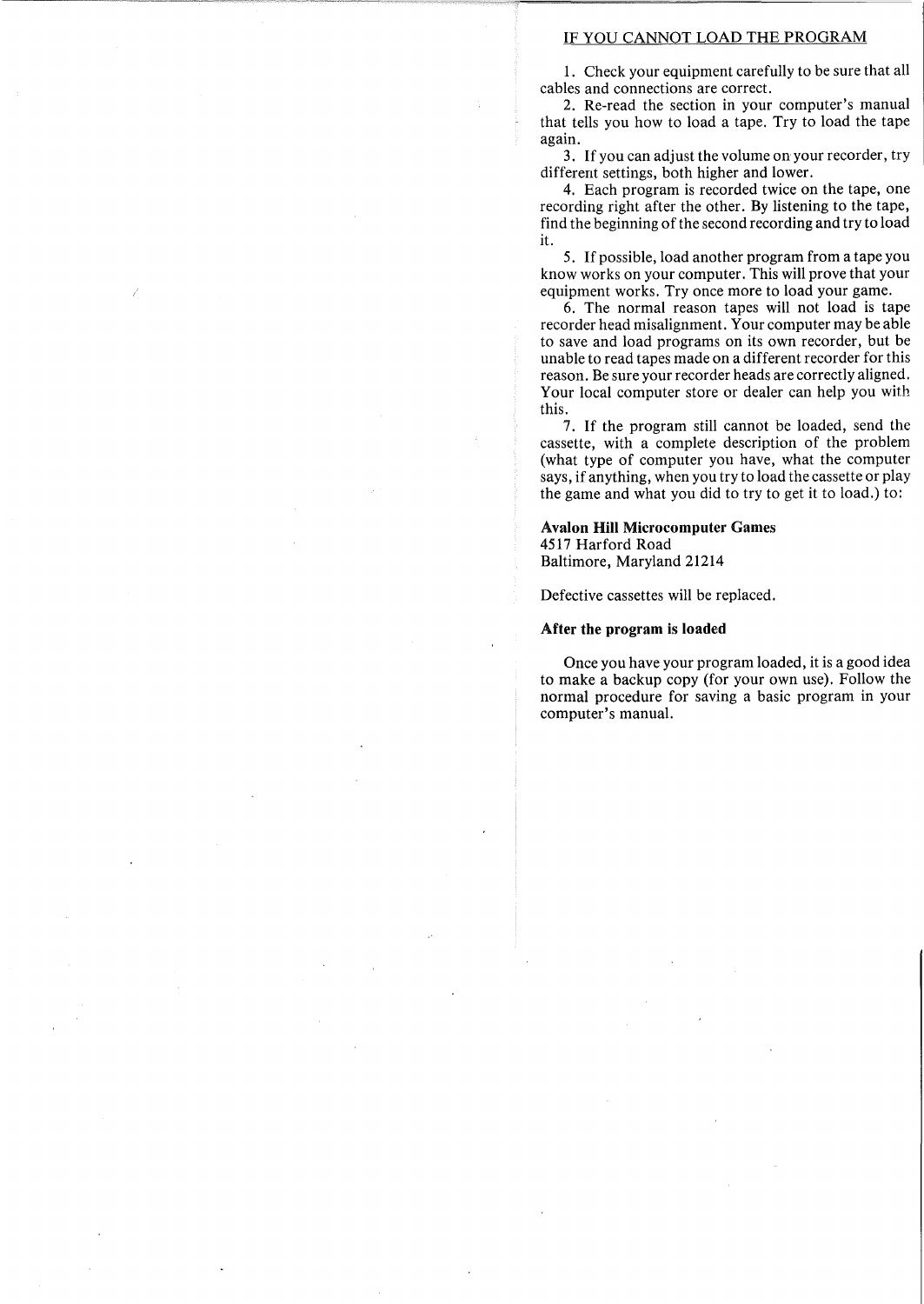## IF YOU CANNOT LOAD THE PROGRAM

1. Check your equipment carefully to be sure that all cables and connections are correct.

2. Re-read the section in your computer's manual that tells you how to load a tape. Try to load the tape again.

3. If you can adjust the volume on your recorder, try different settings, both higher and lower.

4. Each program is recorded twice on the tape, one recording right after the other. By listening to the tape, find the beginning of the second recording and try to load it.

5. If possible, load another program from a tape you know works on your computer. This will prove that your equipment works. Try once more to load your game.

6. The normal reason tapes will not load is tape recorder head misalignment. Your computer may be able to save and load programs on its own recorder, but be unable to read tapes made on a different recorder for this reason. Be sure your recorder heads are correctly aligned. Your local computer store or dealer can help you with this.

7. If the program still cannot be loaded, send the cassette, with a complete description of the problem (what type of computer you have, what the computer says, if anything, when you try to load the cassette or play the game and what you did to try to get it to load.) to:

**Avalon Hill Microcomputer Games**
4517 Harford Road
Baltimore, Maryland 21214

Defective cassettes will be replaced.

### After the program is loaded

Once you have your program loaded, it is a good idea to make a backup copy (for your own use). Follow the normal procedure for saving a basic program in your computer's manual.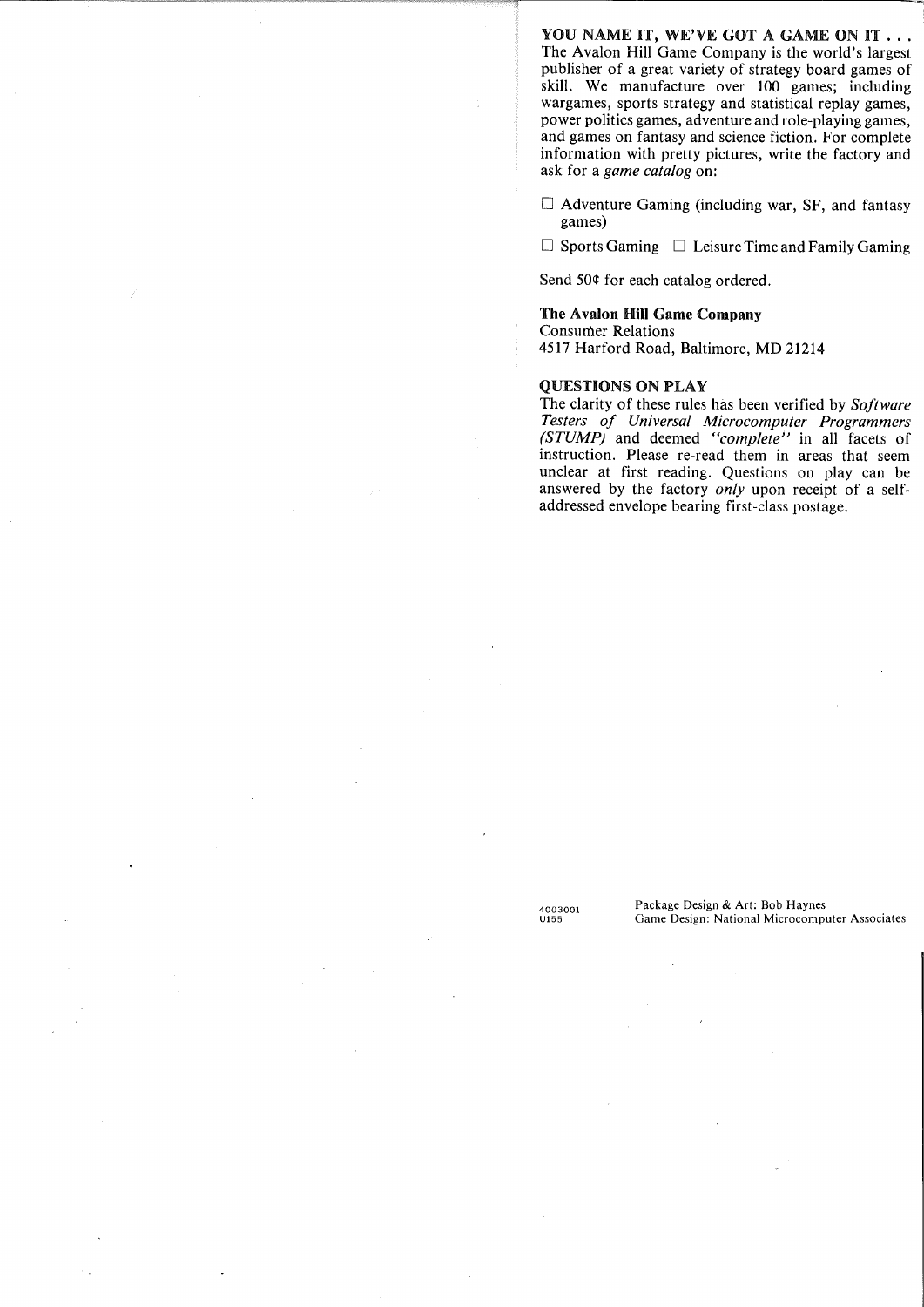## YOU NAME IT, WE'VE GOT A GAME ON IT . . .

The Avalon Hill Game Company is the world's largest publisher of a great variety of strategy board games of skill. We manufacture over 100 games; including wargames, sports strategy and statistical replay games, power politics games, adventure and role-playing games, and games on fantasy and science fiction. For complete information with pretty pictures, write the factory and ask for a *game catalog* on:

☐ Adventure Gaming (including war, SF, and fantasy games)

☐ Sports Gaming ☐ Leisure Time and Family Gaming

Send 50¢ for each catalog ordered.

**The Avalon Hill Game Company**
Consumer Relations
4517 Harford Road, Baltimore, MD 21214

## QUESTIONS ON PLAY

The clarity of these rules has been verified by *Software Testers of Universal Microcomputer Programmers (STUMP)* and deemed *"complete"* in all facets of instruction. Please re-read them in areas that seem unclear at first reading. Questions on play can be answered by the factory *only* upon receipt of a self-addressed envelope bearing first-class postage.

4003001
U155

Package Design & Art: Bob Haynes
Game Design: National Microcomputer Associates